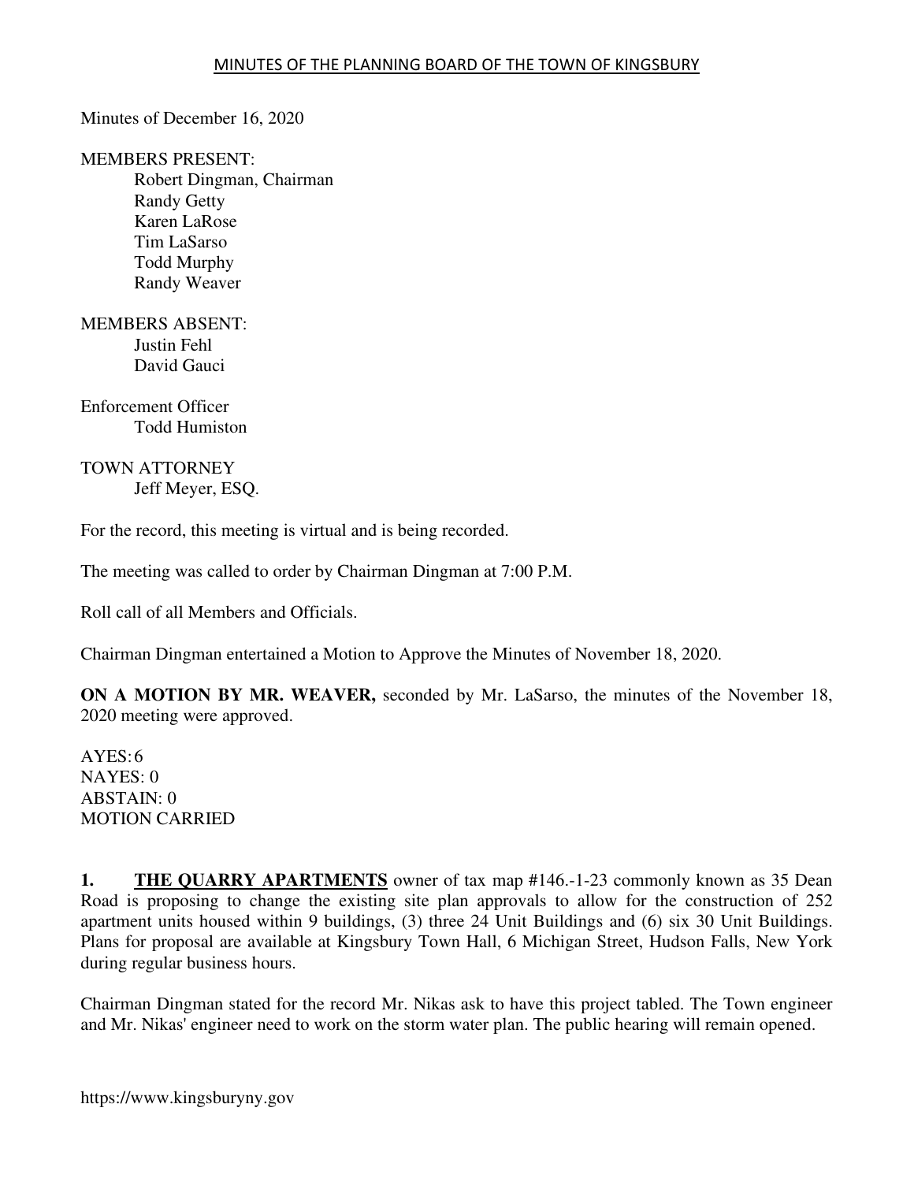# MINUTES OF THE PLANNING BOARD OF THE TOWN OF KINGSBURY

Minutes of December 16, 2020

MEMBERS PRESENT:
- Robert Dingman, Chairman
- Randy Getty
- Karen LaRose
- Tim LaSarso
- Todd Murphy
- Randy Weaver

MEMBERS ABSENT:
- Justin Fehl
- David Gauci

Enforcement Officer
- Todd Humiston

TOWN ATTORNEY
- Jeff Meyer, ESQ.

For the record, this meeting is virtual and is being recorded.

The meeting was called to order by Chairman Dingman at 7:00 P.M.

Roll call of all Members and Officials.

Chairman Dingman entertained a Motion to Approve the Minutes of November 18, 2020.

**ON A MOTION BY MR. WEAVER,** seconded by Mr. LaSarso, the minutes of the November 18, 2020 meeting were approved.

AYES: 6
NAYES: 0
ABSTAIN: 0
MOTION CARRIED

**1. <u>THE QUARRY APARTMENTS</u>** owner of tax map #146.-1-23 commonly known as 35 Dean Road is proposing to change the existing site plan approvals to allow for the construction of 252 apartment units housed within 9 buildings, (3) three 24 Unit Buildings and (6) six 30 Unit Buildings. Plans for proposal are available at Kingsbury Town Hall, 6 Michigan Street, Hudson Falls, New York during regular business hours.

Chairman Dingman stated for the record Mr. Nikas ask to have this project tabled. The Town engineer and Mr. Nikas' engineer need to work on the storm water plan. The public hearing will remain opened.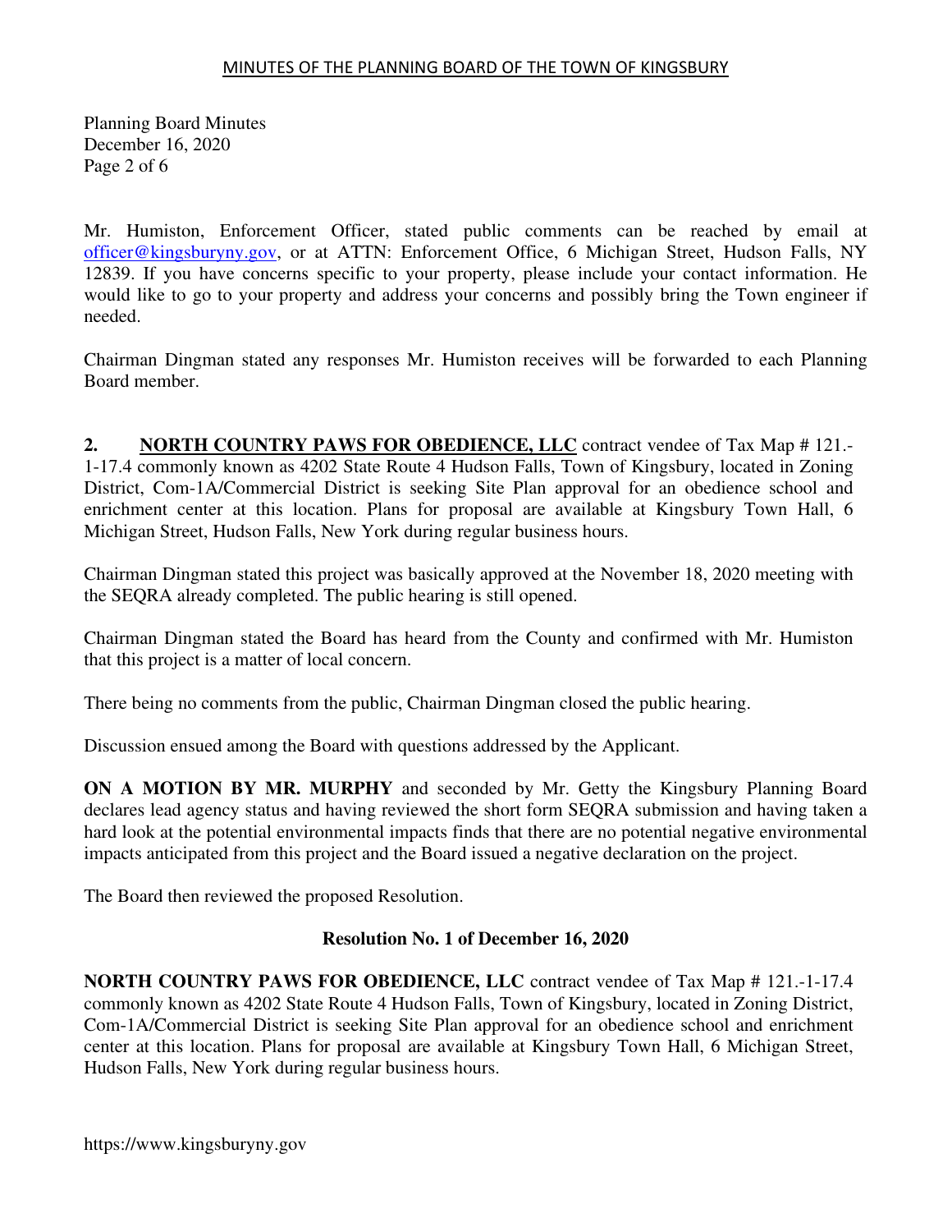Mr. Humiston, Enforcement Officer, stated public comments can be reached by email at officer@kingsburyny.gov, or at ATTN: Enforcement Office, 6 Michigan Street, Hudson Falls, NY 12839. If you have concerns specific to your property, please include your contact information. He would like to go to your property and address your concerns and possibly bring the Town engineer if needed.

Chairman Dingman stated any responses Mr. Humiston receives will be forwarded to each Planning Board member.

**2.** **NORTH COUNTRY PAWS FOR OBEDIENCE, LLC** contract vendee of Tax Map # 121.-1-17.4 commonly known as 4202 State Route 4 Hudson Falls, Town of Kingsbury, located in Zoning District, Com-1A/Commercial District is seeking Site Plan approval for an obedience school and enrichment center at this location. Plans for proposal are available at Kingsbury Town Hall, 6 Michigan Street, Hudson Falls, New York during regular business hours.

Chairman Dingman stated this project was basically approved at the November 18, 2020 meeting with the SEQRA already completed. The public hearing is still opened.

Chairman Dingman stated the Board has heard from the County and confirmed with Mr. Humiston that this project is a matter of local concern.

There being no comments from the public, Chairman Dingman closed the public hearing.

Discussion ensued among the Board with questions addressed by the Applicant.

**ON A MOTION BY MR. MURPHY** and seconded by Mr. Getty the Kingsbury Planning Board declares lead agency status and having reviewed the short form SEQRA submission and having taken a hard look at the potential environmental impacts finds that there are no potential negative environmental impacts anticipated from this project and the Board issued a negative declaration on the project.

The Board then reviewed the proposed Resolution.

**Resolution No. 1 of December 16, 2020**

**NORTH COUNTRY PAWS FOR OBEDIENCE, LLC** contract vendee of Tax Map # 121.-1-17.4 commonly known as 4202 State Route 4 Hudson Falls, Town of Kingsbury, located in Zoning District, Com-1A/Commercial District is seeking Site Plan approval for an obedience school and enrichment center at this location. Plans for proposal are available at Kingsbury Town Hall, 6 Michigan Street, Hudson Falls, New York during regular business hours.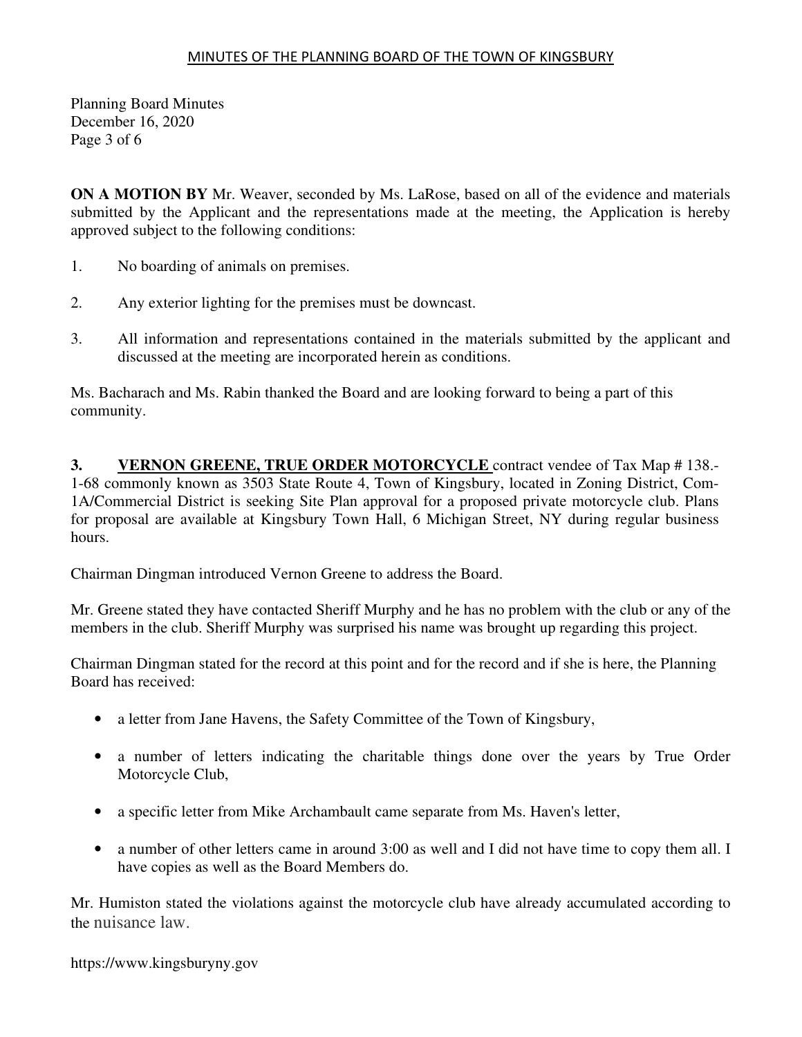**ON A MOTION BY** Mr. Weaver, seconded by Ms. LaRose, based on all of the evidence and materials submitted by the Applicant and the representations made at the meeting, the Application is hereby approved subject to the following conditions:

1. No boarding of animals on premises.

2. Any exterior lighting for the premises must be downcast.

3. All information and representations contained in the materials submitted by the applicant and discussed at the meeting are incorporated herein as conditions.

Ms. Bacharach and Ms. Rabin thanked the Board and are looking forward to being a part of this community.

**3. VERNON GREENE, TRUE ORDER MOTORCYCLE** contract vendee of Tax Map # 138.-1-68 commonly known as 3503 State Route 4, Town of Kingsbury, located in Zoning District, Com-1A/Commercial District is seeking Site Plan approval for a proposed private motorcycle club. Plans for proposal are available at Kingsbury Town Hall, 6 Michigan Street, NY during regular business hours.

Chairman Dingman introduced Vernon Greene to address the Board.

Mr. Greene stated they have contacted Sheriff Murphy and he has no problem with the club or any of the members in the club. Sheriff Murphy was surprised his name was brought up regarding this project.

Chairman Dingman stated for the record at this point and for the record and if she is here, the Planning Board has received:

- a letter from Jane Havens, the Safety Committee of the Town of Kingsbury,
- a number of letters indicating the charitable things done over the years by True Order Motorcycle Club,
- a specific letter from Mike Archambault came separate from Ms. Haven's letter,
- a number of other letters came in around 3:00 as well and I did not have time to copy them all. I have copies as well as the Board Members do.

Mr. Humiston stated the violations against the motorcycle club have already accumulated according to the nuisance law.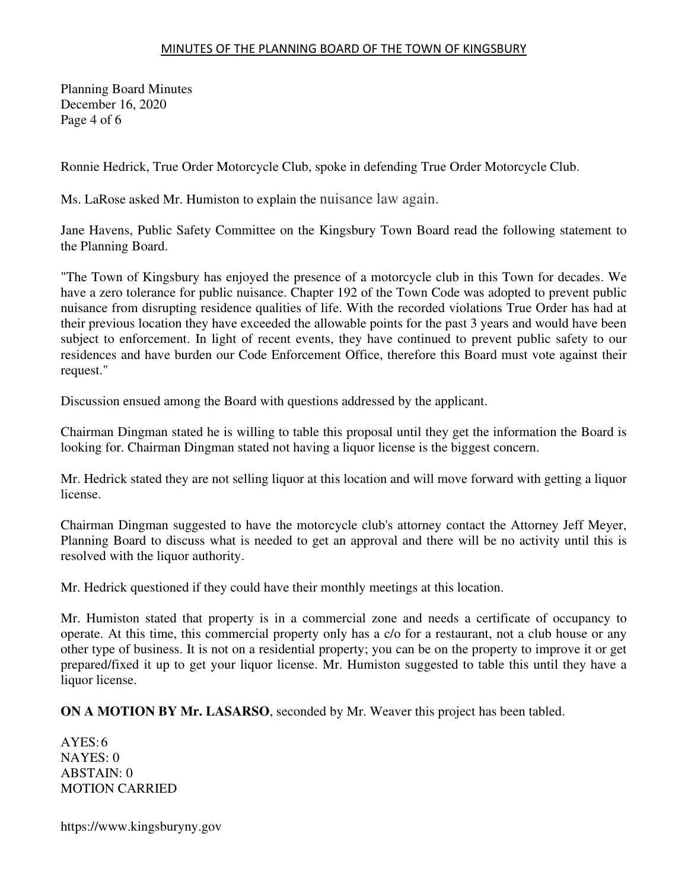Ronnie Hedrick, True Order Motorcycle Club, spoke in defending True Order Motorcycle Club.

Ms. LaRose asked Mr. Humiston to explain the nuisance law again.

Jane Havens, Public Safety Committee on the Kingsbury Town Board read the following statement to the Planning Board.

"The Town of Kingsbury has enjoyed the presence of a motorcycle club in this Town for decades. We have a zero tolerance for public nuisance. Chapter 192 of the Town Code was adopted to prevent public nuisance from disrupting residence qualities of life. With the recorded violations True Order has had at their previous location they have exceeded the allowable points for the past 3 years and would have been subject to enforcement. In light of recent events, they have continued to prevent public safety to our residences and have burden our Code Enforcement Office, therefore this Board must vote against their request."

Discussion ensued among the Board with questions addressed by the applicant.

Chairman Dingman stated he is willing to table this proposal until they get the information the Board is looking for. Chairman Dingman stated not having a liquor license is the biggest concern.

Mr. Hedrick stated they are not selling liquor at this location and will move forward with getting a liquor license.

Chairman Dingman suggested to have the motorcycle club's attorney contact the Attorney Jeff Meyer, Planning Board to discuss what is needed to get an approval and there will be no activity until this is resolved with the liquor authority.

Mr. Hedrick questioned if they could have their monthly meetings at this location.

Mr. Humiston stated that property is in a commercial zone and needs a certificate of occupancy to operate. At this time, this commercial property only has a c/o for a restaurant, not a club house or any other type of business. It is not on a residential property; you can be on the property to improve it or get prepared/fixed it up to get your liquor license. Mr. Humiston suggested to table this until they have a liquor license.

**ON A MOTION BY Mr. LASARSO**, seconded by Mr. Weaver this project has been tabled.

AYES: 6
NAYES: 0
ABSTAIN: 0
MOTION CARRIED

https://www.kingsburyny.gov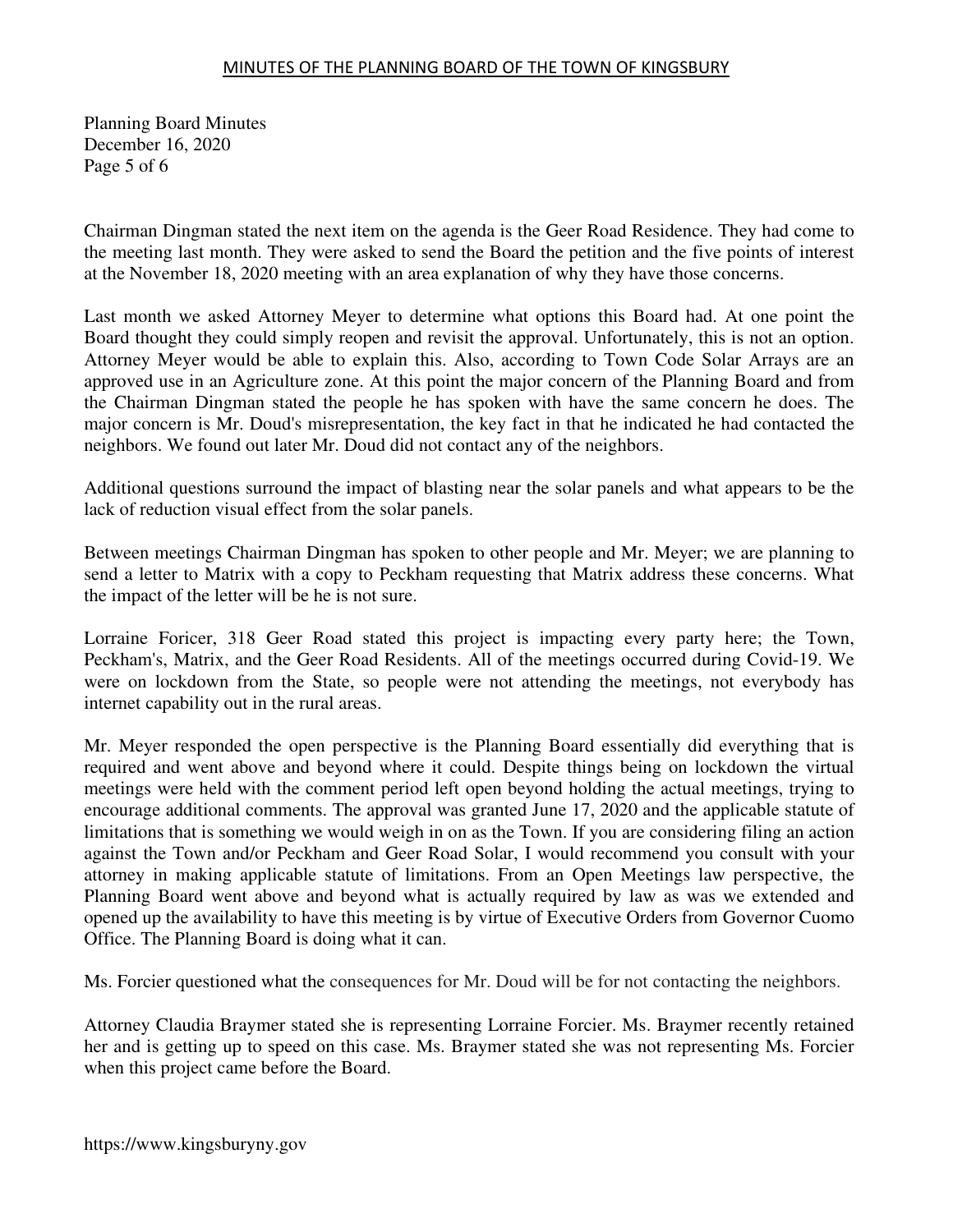Chairman Dingman stated the next item on the agenda is the Geer Road Residence. They had come to the meeting last month. They were asked to send the Board the petition and the five points of interest at the November 18, 2020 meeting with an area explanation of why they have those concerns.

Last month we asked Attorney Meyer to determine what options this Board had. At one point the Board thought they could simply reopen and revisit the approval. Unfortunately, this is not an option. Attorney Meyer would be able to explain this. Also, according to Town Code Solar Arrays are an approved use in an Agriculture zone. At this point the major concern of the Planning Board and from the Chairman Dingman stated the people he has spoken with have the same concern he does. The major concern is Mr. Doud's misrepresentation, the key fact in that he indicated he had contacted the neighbors. We found out later Mr. Doud did not contact any of the neighbors.

Additional questions surround the impact of blasting near the solar panels and what appears to be the lack of reduction visual effect from the solar panels.

Between meetings Chairman Dingman has spoken to other people and Mr. Meyer; we are planning to send a letter to Matrix with a copy to Peckham requesting that Matrix address these concerns. What the impact of the letter will be he is not sure.

Lorraine Foricer, 318 Geer Road stated this project is impacting every party here; the Town, Peckham's, Matrix, and the Geer Road Residents. All of the meetings occurred during Covid-19. We were on lockdown from the State, so people were not attending the meetings, not everybody has internet capability out in the rural areas.

Mr. Meyer responded the open perspective is the Planning Board essentially did everything that is required and went above and beyond where it could. Despite things being on lockdown the virtual meetings were held with the comment period left open beyond holding the actual meetings, trying to encourage additional comments. The approval was granted June 17, 2020 and the applicable statute of limitations that is something we would weigh in on as the Town. If you are considering filing an action against the Town and/or Peckham and Geer Road Solar, I would recommend you consult with your attorney in making applicable statute of limitations. From an Open Meetings law perspective, the Planning Board went above and beyond what is actually required by law as was we extended and opened up the availability to have this meeting is by virtue of Executive Orders from Governor Cuomo Office. The Planning Board is doing what it can.

Ms. Forcier questioned what the consequences for Mr. Doud will be for not contacting the neighbors.

Attorney Claudia Braymer stated she is representing Lorraine Forcier. Ms. Braymer recently retained her and is getting up to speed on this case. Ms. Braymer stated she was not representing Ms. Forcier when this project came before the Board.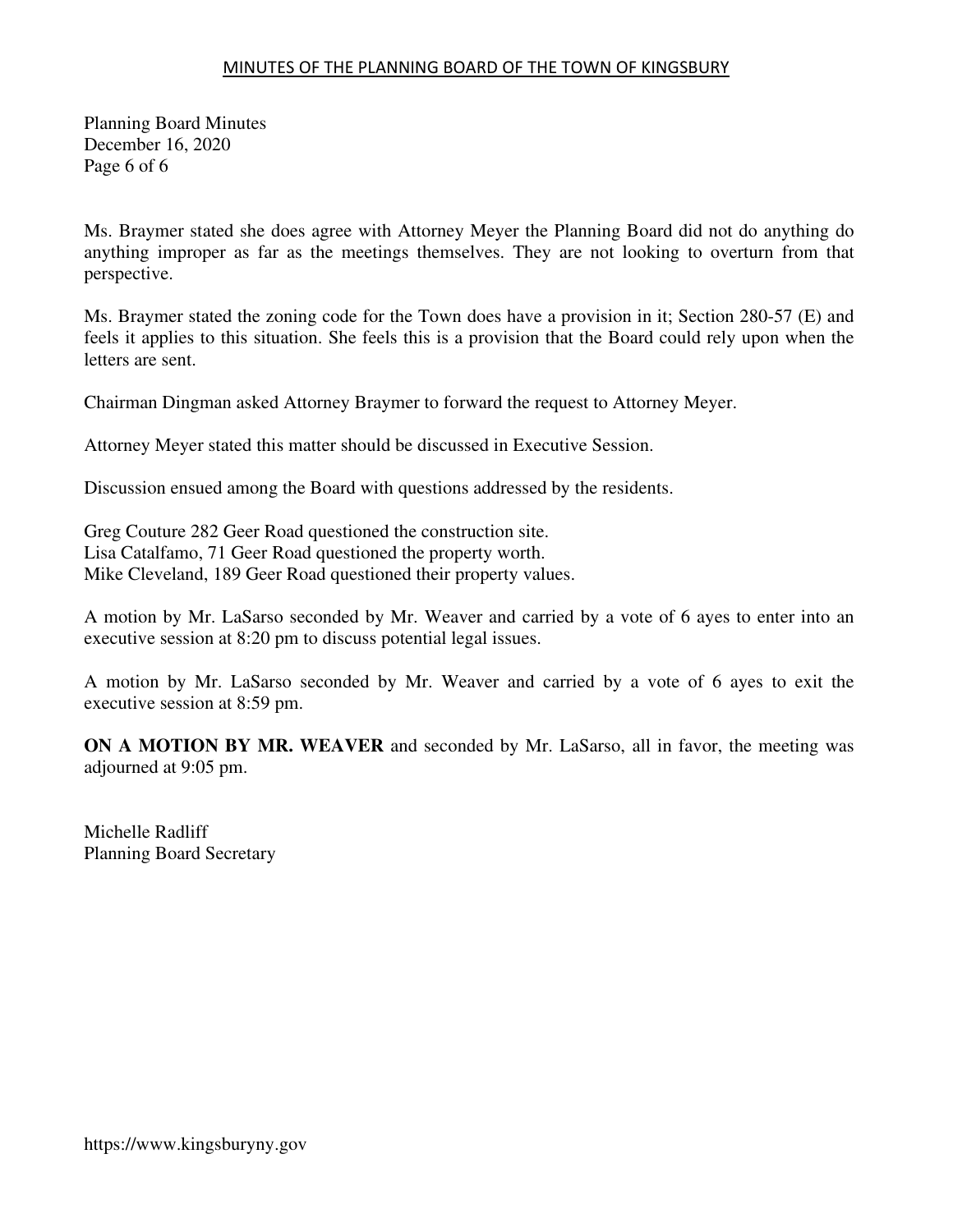Ms. Braymer stated she does agree with Attorney Meyer the Planning Board did not do anything do anything improper as far as the meetings themselves. They are not looking to overturn from that perspective.

Ms. Braymer stated the zoning code for the Town does have a provision in it; Section 280-57 (E) and feels it applies to this situation. She feels this is a provision that the Board could rely upon when the letters are sent.

Chairman Dingman asked Attorney Braymer to forward the request to Attorney Meyer.

Attorney Meyer stated this matter should be discussed in Executive Session.

Discussion ensued among the Board with questions addressed by the residents.

Greg Couture 282 Geer Road questioned the construction site.
Lisa Catalfamo, 71 Geer Road questioned the property worth.
Mike Cleveland, 189 Geer Road questioned their property values.

A motion by Mr. LaSarso seconded by Mr. Weaver and carried by a vote of 6 ayes to enter into an executive session at 8:20 pm to discuss potential legal issues.

A motion by Mr. LaSarso seconded by Mr. Weaver and carried by a vote of 6 ayes to exit the executive session at 8:59 pm.

**ON A MOTION BY MR. WEAVER** and seconded by Mr. LaSarso, all in favor, the meeting was adjourned at 9:05 pm.

Michelle Radliff
Planning Board Secretary